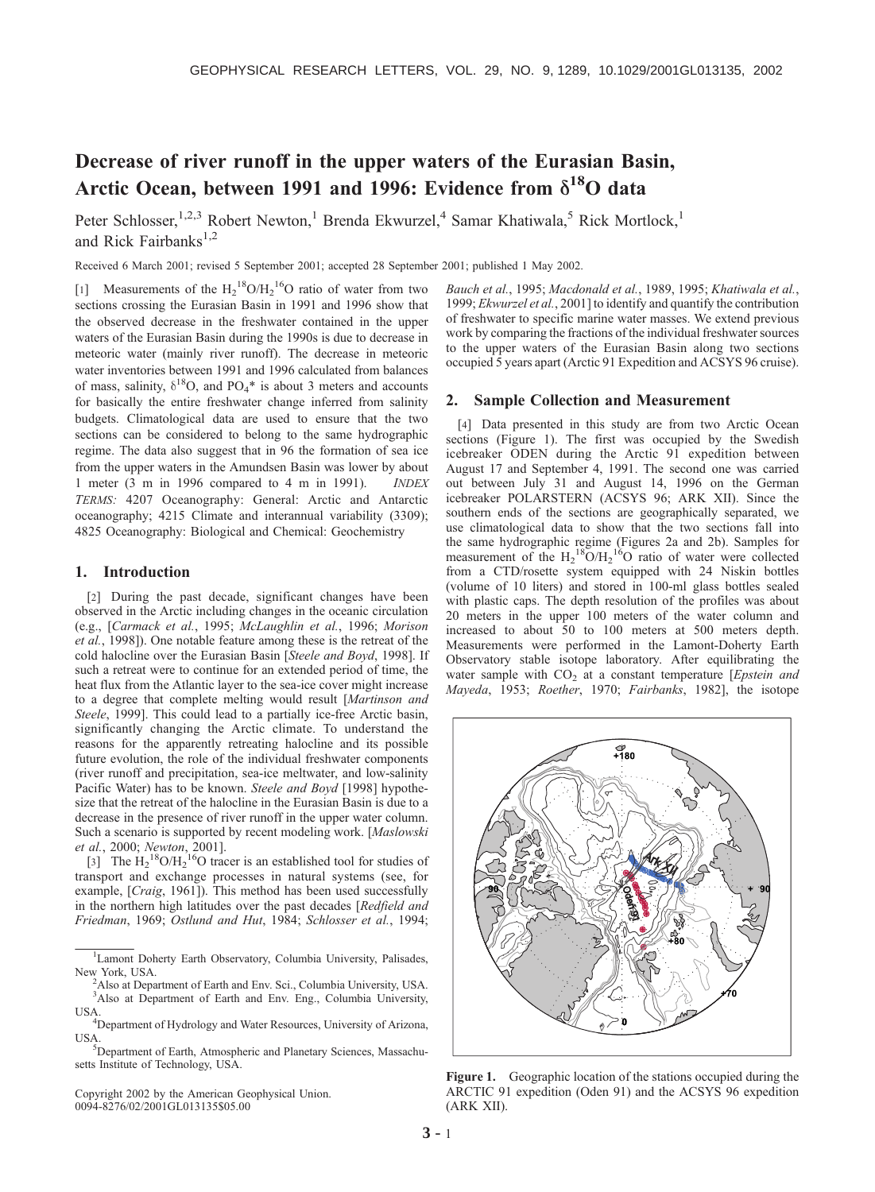# Decrease of river runoff in the upper waters of the Eurasian Basin, Arctic Ocean, between 1991 and 1996: Evidence from $\delta^{18}O$ data

Peter Schlosser,[1,2,3] Robert Newton,[1] Brenda Ekwurzel,[4] Samar Khatiwala,[5] Rick Mortlock,[1] and Rick Fairbanks[1,2]

Received 6 March 2001; revised 5 September 2001; accepted 28 September 2001; published 1 May 2002.

[1] Measurements of the $H_2^{18}O/H_2^{16}O$ ratio of water from two sections crossing the Eurasian Basin in 1991 and 1996 show that the observed decrease in the freshwater contained in the upper waters of the Eurasian Basin during the 1990s is due to decrease in meteoric water (mainly river runoff). The decrease in meteoric water inventories between 1991 and 1996 calculated from balances of mass, salinity, $\delta^{18}O$, and $PO_4^*$ is about 3 meters and accounts for basically the entire freshwater change inferred from salinity budgets. Climatological data are used to ensure that the two sections can be considered to belong to the same hydrographic regime. The data also suggest that in 96 the formation of sea ice from the upper waters in the Amundsen Basin was lower by about 1 meter (3 m in 1996 compared to 4 m in 1991). *INDEX TERMS:* 4207 Oceanography: General: Arctic and Antarctic oceanography; 4215 Climate and interannual variability (3309); 4825 Oceanography: Biological and Chemical: Geochemistry

## 1. Introduction

[2] During the past decade, significant changes have been observed in the Arctic including changes in the oceanic circulation (e.g., [*Carmack et al.*, 1995; *McLaughlin et al.*, 1996; *Morison et al.*, 1998]). One notable feature among these is the retreat of the cold halocline over the Eurasian Basin [*Steele and Boyd*, 1998]. If such a retreat were to continue for an extended period of time, the heat flux from the Atlantic layer to the sea-ice cover might increase to a degree that complete melting would result [*Martinson and Steele*, 1999]. This could lead to a partially ice-free Arctic basin, significantly changing the Arctic climate. To understand the reasons for the apparently retreating halocline and its possible future evolution, the role of the individual freshwater components (river runoff and precipitation, sea-ice meltwater, and low-salinity Pacific Water) has to be known. *Steele and Boyd* [1998] hypothesize that the retreat of the halocline in the Eurasian Basin is due to a decrease in the presence of river runoff in the upper water column. Such a scenario is supported by recent modeling work. [*Maslowski et al.*, 2000; *Newton*, 2001].

[3] The $H_2^{18}O/H_2^{16}O$ tracer is an established tool for studies of transport and exchange processes in natural systems (see, for example, [*Craig*, 1961]). This method has been used successfully in the northern high latitudes over the past decades [*Redfield and Friedman*, 1969; *Ostlund and Hut*, 1984; *Schlosser et al.*, 1994; *Bauch et al.*, 1995; *Macdonald et al.*, 1989, 1995; *Khatiwala et al.*, 1999; *Ekwurzel et al.*, 2001] to identify and quantify the contribution of freshwater to specific marine water masses. We extend previous work by comparing the fractions of the individual freshwater sources to the upper waters of the Eurasian Basin along two sections occupied 5 years apart (Arctic 91 Expedition and ACSYS 96 cruise).

## 2. Sample Collection and Measurement

[4] Data presented in this study are from two Arctic Ocean sections (Figure 1). The first was occupied by the Swedish icebreaker ODEN during the Arctic 91 expedition between August 17 and September 4, 1991. The second one was carried out between July 31 and August 14, 1996 on the German icebreaker POLARSTERN (ACSYS 96; ARK XII). Since the southern ends of the sections are geographically separated, we use climatological data to show that the two sections fall into the same hydrographic regime (Figures 2a and 2b). Samples for measurement of the $H_2^{18}O/H_2^{16}O$ ratio of water were collected from a CTD/rosette system equipped with 24 Niskin bottles (volume of 10 liters) and stored in 100-ml glass bottles sealed with plastic caps. The depth resolution of the profiles was about 20 meters in the upper 100 meters of the water column and increased to about 50 to 100 meters at 500 meters depth. Measurements were performed in the Lamont-Doherty Earth Observatory stable isotope laboratory. After equilibrating the water sample with $CO_2$ at a constant temperature [*Epstein and Mayeda*, 1953; *Roether*, 1970; *Fairbanks*, 1982], the isotope

Figure 1. Geographic location of the stations occupied during the ARCTIC 91 expedition (Oden 91) and the ACSYS 96 expedition (ARK XII).

[1] Lamont Doherty Earth Observatory, Columbia University, Palisades, New York, USA.
[2] Also at Department of Earth and Env. Sci., Columbia University, USA.
[3] Also at Department of Earth and Env. Eng., Columbia University, USA.
[4] Department of Hydrology and Water Resources, University of Arizona, USA.
[5] Department of Earth, Atmospheric and Planetary Sciences, Massachusetts Institute of Technology, USA.

Copyright 2002 by the American Geophysical Union.
0094-8276/02/2001GL013135$05.00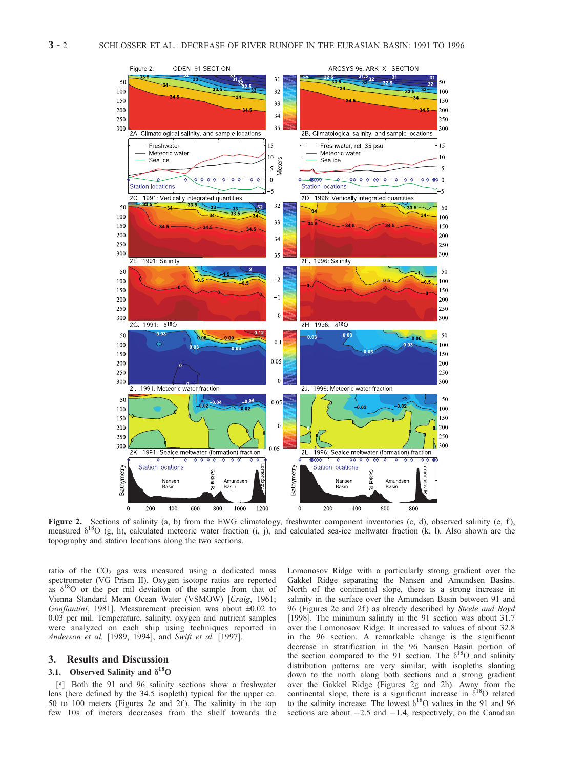**Figure 2.** Sections of salinity (a, b) from the EWG climatology, freshwater component inventories (c, d), observed salinity (e, f), measured $\delta^{18}O$ (g, h), calculated meteoric water fraction (i, j), and calculated sea-ice meltwater fraction (k, l). Also shown are the topography and station locations along the two sections.

ratio of the $CO_2$ gas was measured using a dedicated mass spectrometer (VG Prism II). Oxygen isotope ratios are reported as $\delta^{18}O$ or the per mil deviation of the sample from that of Vienna Standard Mean Ocean Water (VSMOW) [*Craig*, 1961; *Gonfiantini*, 1981]. Measurement precision was about ±0.02 to 0.03 per mil. Temperature, salinity, oxygen and nutrient samples were analyzed on each ship using techniques reported in *Anderson et al.* [1989, 1994], and *Swift et al.* [1997].

## 3. Results and Discussion

### 3.1. Observed Salinity and $\delta^{18}O$

[5] Both the 91 and 96 salinity sections show a freshwater lens (here defined by the 34.5 isopleth) typical for the upper ca. 50 to 100 meters (Figures 2e and 2f). The salinity in the top few 10s of meters decreases from the shelf towards the Lomonosov Ridge with a particularly strong gradient over the Gakkel Ridge separating the Nansen and Amundsen Basins. North of the continental slope, there is a strong increase in salinity in the surface over the Amundsen Basin between 91 and 96 (Figures 2e and 2f) as already described by *Steele and Boyd* [1998]. The minimum salinity in the 91 section was about 31.7 over the Lomonosov Ridge. It increased to values of about 32.8 in the 96 section. A remarkable change is the significant decrease in stratification in the 96 Nansen Basin portion of the section compared to the 91 section. The $\delta^{18}O$ and salinity distribution patterns are very similar, with isopleths slanting down to the north along both sections and a strong gradient over the Gakkel Ridge (Figures 2g and 2h). Away from the continental slope, there is a significant increase in $\delta^{18}O$ related to the salinity increase. The lowest $\delta^{18}O$ values in the 91 and 96 sections are about $-2.5$ and $-1.4$, respectively, on the Canadian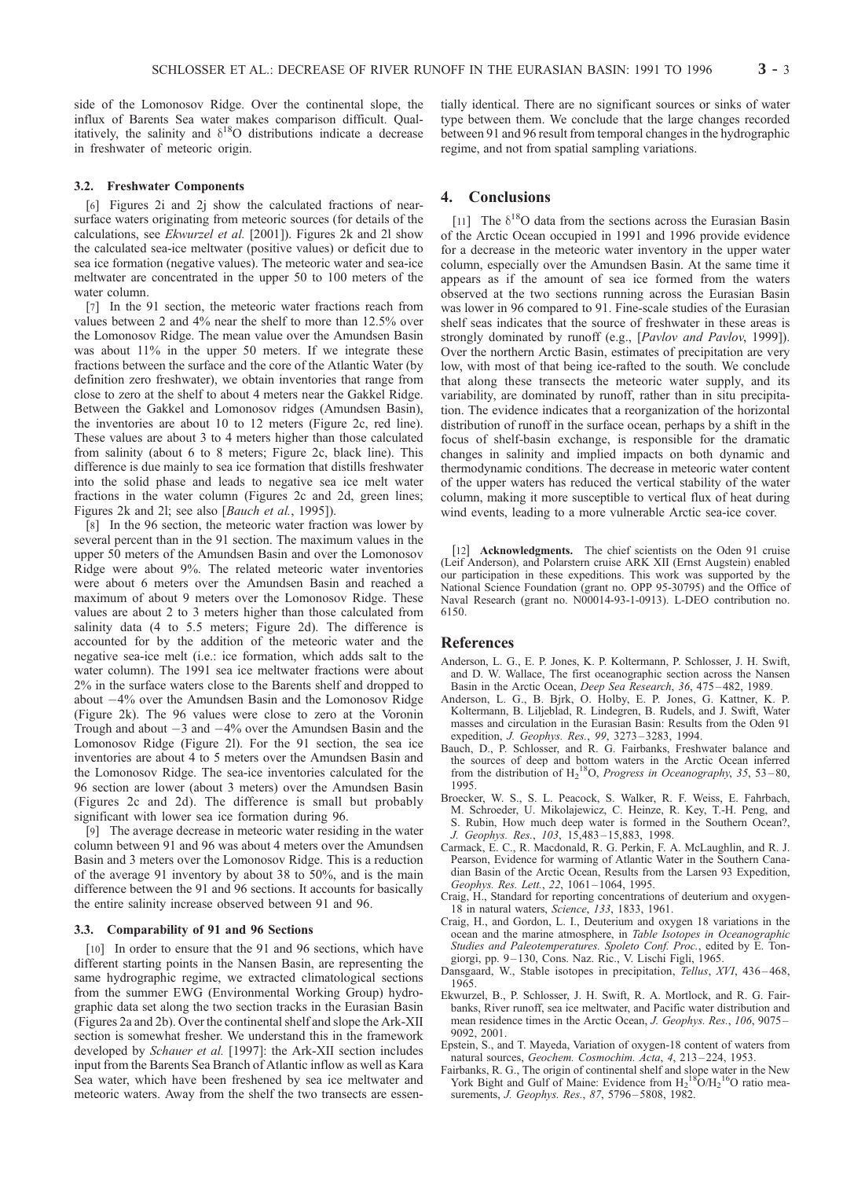side of the Lomonosov Ridge. Over the continental slope, the influx of Barents Sea water makes comparison difficult. Qualitatively, the salinity and $\delta^{18}$O distributions indicate a decrease in freshwater of meteoric origin.

### 3.2. Freshwater Components

[6] Figures 2i and 2j show the calculated fractions of near-surface waters originating from meteoric sources (for details of the calculations, see *Ekwurzel et al.* [2001]). Figures 2k and 2l show the calculated sea-ice meltwater (positive values) or deficit due to sea ice formation (negative values). The meteoric water and sea-ice meltwater are concentrated in the upper 50 to 100 meters of the water column.

[7] In the 91 section, the meteoric water fractions reach from values between 2 and 4% near the shelf to more than 12.5% over the Lomonosov Ridge. The mean value over the Amundsen Basin was about 11% in the upper 50 meters. If we integrate these fractions between the surface and the core of the Atlantic Water (by definition zero freshwater), we obtain inventories that range from close to zero at the shelf to about 4 meters near the Gakkel Ridge. Between the Gakkel and Lomonosov ridges (Amundsen Basin), the inventories are about 10 to 12 meters (Figure 2c, red line). These values are about 3 to 4 meters higher than those calculated from salinity (about 6 to 8 meters; Figure 2c, black line). This difference is due mainly to sea ice formation that distills freshwater into the solid phase and leads to negative sea ice melt water fractions in the water column (Figures 2c and 2d, green lines; Figures 2k and 2l; see also [*Bauch et al.*, 1995]).

[8] In the 96 section, the meteoric water fraction was lower by several percent than in the 91 section. The maximum values in the upper 50 meters of the Amundsen Basin and over the Lomonosov Ridge were about 9%. The related meteoric water inventories were about 6 meters over the Amundsen Basin and reached a maximum of about 9 meters over the Lomonosov Ridge. These values are about 2 to 3 meters higher than those calculated from salinity data (4 to 5.5 meters; Figure 2d). The difference is accounted for by the addition of the meteoric water and the negative sea-ice melt (i.e.: ice formation, which adds salt to the water column). The 1991 sea ice meltwater fractions were about 2% in the surface waters close to the Barents shelf and dropped to about −4% over the Amundsen Basin and the Lomonosov Ridge (Figure 2k). The 96 values were close to zero at the Voronin Trough and about −3 and −4% over the Amundsen Basin and the Lomonosov Ridge (Figure 2l). For the 91 section, the sea ice inventories are about 4 to 5 meters over the Amundsen Basin and the Lomonosov Ridge. The sea-ice inventories calculated for the 96 section are lower (about 3 meters) over the Amundsen Basin (Figures 2c and 2d). The difference is small but probably significant with lower sea ice formation during 96.

[9] The average decrease in meteoric water residing in the water column between 91 and 96 was about 4 meters over the Amundsen Basin and 3 meters over the Lomonosov Ridge. This is a reduction of the average 91 inventory by about 38 to 50%, and is the main difference between the 91 and 96 sections. It accounts for basically the entire salinity increase observed between 91 and 96.

### 3.3. Comparability of 91 and 96 Sections

[10] In order to ensure that the 91 and 96 sections, which have different starting points in the Nansen Basin, are representing the same hydrographic regime, we extracted climatological sections from the summer EWG (Environmental Working Group) hydrographic data set along the two section tracks in the Eurasian Basin (Figures 2a and 2b). Over the continental shelf and slope the Ark-XII section is somewhat fresher. We understand this in the framework developed by *Schauer et al.* [1997]: the Ark-XII section includes input from the Barents Sea Branch of Atlantic inflow as well as Kara Sea water, which have been freshened by sea ice meltwater and meteoric waters. Away from the shelf the two transects are essentially identical. There are no significant sources or sinks of water type between them. We conclude that the large changes recorded between 91 and 96 result from temporal changes in the hydrographic regime, and not from spatial sampling variations.

## 4. Conclusions

[11] The $\delta^{18}$O data from the sections across the Eurasian Basin of the Arctic Ocean occupied in 1991 and 1996 provide evidence for a decrease in the meteoric water inventory in the upper water column, especially over the Amundsen Basin. At the same time it appears as if the amount of sea ice formed from the waters observed at the two sections running across the Eurasian Basin was lower in 96 compared to 91. Fine-scale studies of the Eurasian shelf seas indicates that the source of freshwater in these areas is strongly dominated by runoff (e.g., [*Pavlov and Pavlov*, 1999]). Over the northern Arctic Basin, estimates of precipitation are very low, with most of that being ice-rafted to the south. We conclude that along these transects the meteoric water supply, and its variability, are dominated by runoff, rather than in situ precipitation. The evidence indicates that a reorganization of the horizontal distribution of runoff in the surface ocean, perhaps by a shift in the focus of shelf-basin exchange, is responsible for the dramatic changes in salinity and implied impacts on both dynamic and thermodynamic conditions. The decrease in meteoric water content of the upper waters has reduced the vertical stability of the water column, making it more susceptible to vertical flux of heat during wind events, leading to a more vulnerable Arctic sea-ice cover.

[12] **Acknowledgments.** The chief scientists on the Oden 91 cruise (Leif Anderson), and Polarstern cruise ARK XII (Ernst Augstein) enabled our participation in these expeditions. This work was supported by the National Science Foundation (grant no. OPP 95-30795) and the Office of Naval Research (grant no. N00014-93-1-0913). L-DEO contribution no. 6150.

## References

Anderson, L. G., E. P. Jones, K. P. Koltermann, P. Schlosser, J. H. Swift, and D. W. Wallace, The first oceanographic section across the Nansen Basin in the Arctic Ocean, *Deep Sea Research*, *36*, 475–482, 1989.

Anderson, L. G., B. Bjrk, O. Holby, E. P. Jones, G. Kattner, K. P. Koltermann, B. Liljeblad, R. Lindegren, B. Rudels, and J. Swift, Water masses and circulation in the Eurasian Basin: Results from the Oden 91 expedition, *J. Geophys. Res.*, *99*, 3273–3283, 1994.

Bauch, D., P. Schlosser, and R. G. Fairbanks, Freshwater balance and the sources of deep and bottom waters in the Arctic Ocean inferred from the distribution of $H_2{}^{18}O$, *Progress in Oceanography*, *35*, 53–80, 1995.

Broecker, W. S., S. L. Peacock, S. Walker, R. F. Weiss, E. Fahrbach, M. Schroeder, U. Mikolajewicz, C. Heinze, R. Key, T.-H. Peng, and S. Rubin, How much deep water is formed in the Southern Ocean?, *J. Geophys. Res.*, *103*, 15,483–15,883, 1998.

Carmack, E. C., R. Macdonald, R. G. Perkin, F. A. McLaughlin, and R. J. Pearson, Evidence for warming of Atlantic Water in the Southern Canadian Basin of the Arctic Ocean, Results from the Larsen 93 Expedition, *Geophys. Res. Lett.*, *22*, 1061–1064, 1995.

Craig, H., Standard for reporting concentrations of deuterium and oxygen-18 in natural waters, *Science*, *133*, 1833, 1961.

Craig, H., and Gordon, L. I., Deuterium and oxygen 18 variations in the ocean and the marine atmosphere, in *Table Isotopes in Oceanographic Studies and Paleotemperatures. Spoleto Conf. Proc.*, edited by E. Tongiorgi, pp. 9–130, Cons. Naz. Ric., V. Lischi Figli, 1965.

Dansgaard, W., Stable isotopes in precipitation, *Tellus*, *XVI*, 436–468, 1965.

Ekwurzel, B., P. Schlosser, J. H. Swift, R. A. Mortlock, and R. G. Fairbanks, River runoff, sea ice meltwater, and Pacific water distribution and mean residence times in the Arctic Ocean, *J. Geophys. Res.*, *106*, 9075–9092, 2001.

Epstein, S., and T. Mayeda, Variation of oxygen-18 content of waters from natural sources, *Geochem. Cosmochim. Acta*, *4*, 213–224, 1953.

Fairbanks, R. G., The origin of continental shelf and slope water in the New York Bight and Gulf of Maine: Evidence from $H_2{}^{18}O/H_2{}^{16}O$ ratio measurements, *J. Geophys. Res.*, *87*, 5796–5808, 1982.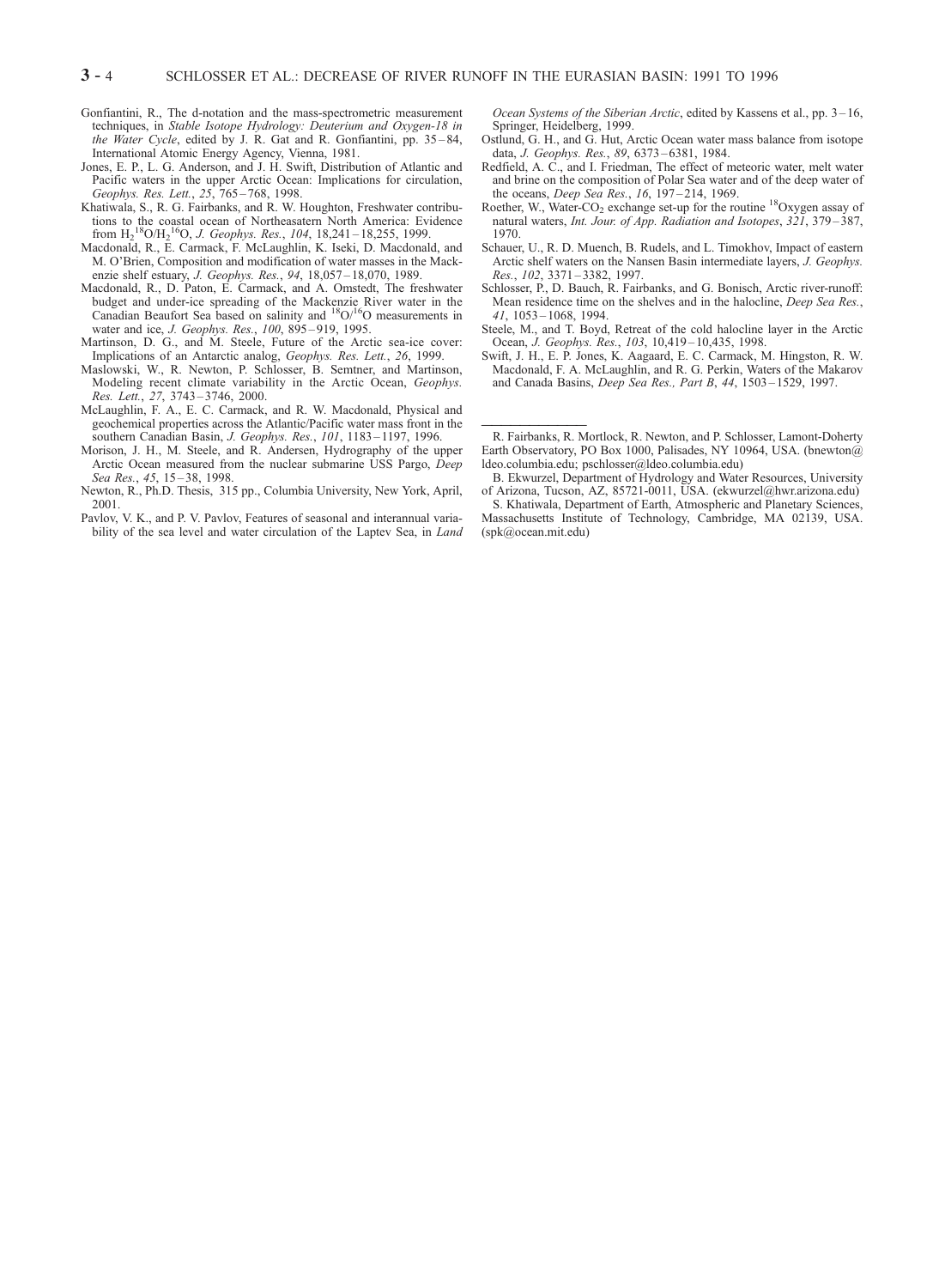Gonfiantini, R., The d-notation and the mass-spectrometric measurement techniques, in *Stable Isotope Hydrology: Deuterium and Oxygen-18 in the Water Cycle*, edited by J. R. Gat and R. Gonfiantini, pp. 35–84, International Atomic Energy Agency, Vienna, 1981.

Jones, E. P., L. G. Anderson, and J. H. Swift, Distribution of Atlantic and Pacific waters in the upper Arctic Ocean: Implications for circulation, *Geophys. Res. Lett.*, *25*, 765–768, 1998.

Khatiwala, S., R. G. Fairbanks, and R. W. Houghton, Freshwater contributions to the coastal ocean of Northeasatern North America: Evidence from $H_2{}^{18}O/H_2{}^{16}O$, *J. Geophys. Res.*, *104*, 18,241–18,255, 1999.

Macdonald, R., E. Carmack, F. McLaughlin, K. Iseki, D. Macdonald, and M. O'Brien, Composition and modification of water masses in the Mackenzie shelf estuary, *J. Geophys. Res.*, *94*, 18,057–18,070, 1989.

Macdonald, R., D. Paton, E. Carmack, and A. Omstedt, The freshwater budget and under-ice spreading of the Mackenzie River water in the Canadian Beaufort Sea based on salinity and $^{18}O/^{16}O$ measurements in water and ice, *J. Geophys. Res.*, *100*, 895–919, 1995.

Martinson, D. G., and M. Steele, Future of the Arctic sea-ice cover: Implications of an Antarctic analog, *Geophys. Res. Lett.*, *26*, 1999.

Maslowski, W., R. Newton, P. Schlosser, B. Semtner, and Martinson, Modeling recent climate variability in the Arctic Ocean, *Geophys. Res. Lett.*, *27*, 3743–3746, 2000.

McLaughlin, F. A., E. C. Carmack, and R. W. Macdonald, Physical and geochemical properties across the Atlantic/Pacific water mass front in the southern Canadian Basin, *J. Geophys. Res.*, *101*, 1183–1197, 1996.

Morison, J. H., M. Steele, and R. Andersen, Hydrography of the upper Arctic Ocean measured from the nuclear submarine USS Pargo, *Deep Sea Res.*, *45*, 15–38, 1998.

Newton, R., Ph.D. Thesis, 315 pp., Columbia University, New York, April, 2001.

Pavlov, V. K., and P. V. Pavlov, Features of seasonal and interannual variability of the sea level and water circulation of the Laptev Sea, in *Land Ocean Systems of the Siberian Arctic*, edited by Kassens et al., pp. 3–16, Springer, Heidelberg, 1999.

Ostlund, G. H., and G. Hut, Arctic Ocean water mass balance from isotope data, *J. Geophys. Res.*, *89*, 6373–6381, 1984.

Redfield, A. C., and I. Friedman, The effect of meteoric water, melt water and brine on the composition of Polar Sea water and of the deep water of the oceans, *Deep Sea Res.*, *16*, 197–214, 1969.

Roether, W., Water-$CO_2$ exchange set-up for the routine $^{18}$Oxygen assay of natural waters, *Int. Jour. of App. Radiation and Isotopes*, *321*, 379–387, 1970.

Schauer, U., R. D. Muench, B. Rudels, and L. Timokhov, Impact of eastern Arctic shelf waters on the Nansen Basin intermediate layers, *J. Geophys. Res.*, *102*, 3371–3382, 1997.

Schlosser, P., D. Bauch, R. Fairbanks, and G. Bonisch, Arctic river-runoff: Mean residence time on the shelves and in the halocline, *Deep Sea Res.*, *41*, 1053–1068, 1994.

Steele, M., and T. Boyd, Retreat of the cold halocline layer in the Arctic Ocean, *J. Geophys. Res.*, *103*, 10,419–10,435, 1998.

Swift, J. H., E. P. Jones, K. Aagaard, E. C. Carmack, M. Hingston, R. W. Macdonald, F. A. McLaughlin, and R. G. Perkin, Waters of the Makarov and Canada Basins, *Deep Sea Res., Part B*, *44*, 1503–1529, 1997.

---

R. Fairbanks, R. Mortlock, R. Newton, and P. Schlosser, Lamont-Doherty Earth Observatory, PO Box 1000, Palisades, NY 10964, USA. (bnewton@ldeo.columbia.edu; pschlosser@ldeo.columbia.edu)

B. Ekwurzel, Department of Hydrology and Water Resources, University of Arizona, Tucson, AZ, 85721-0011, USA. (ekwurzel@hwr.arizona.edu)

S. Khatiwala, Department of Earth, Atmospheric and Planetary Sciences, Massachusetts Institute of Technology, Cambridge, MA 02139, USA. (spk@ocean.mit.edu)